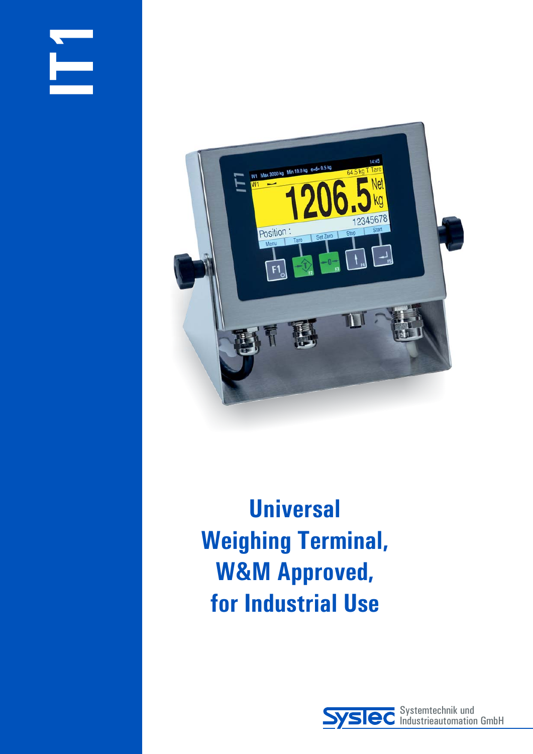# IT1

## Universal Weighing Terminal, W&M Approved, for Industrial Use

SysTec Systemtechnik und Industrieautomation GmbH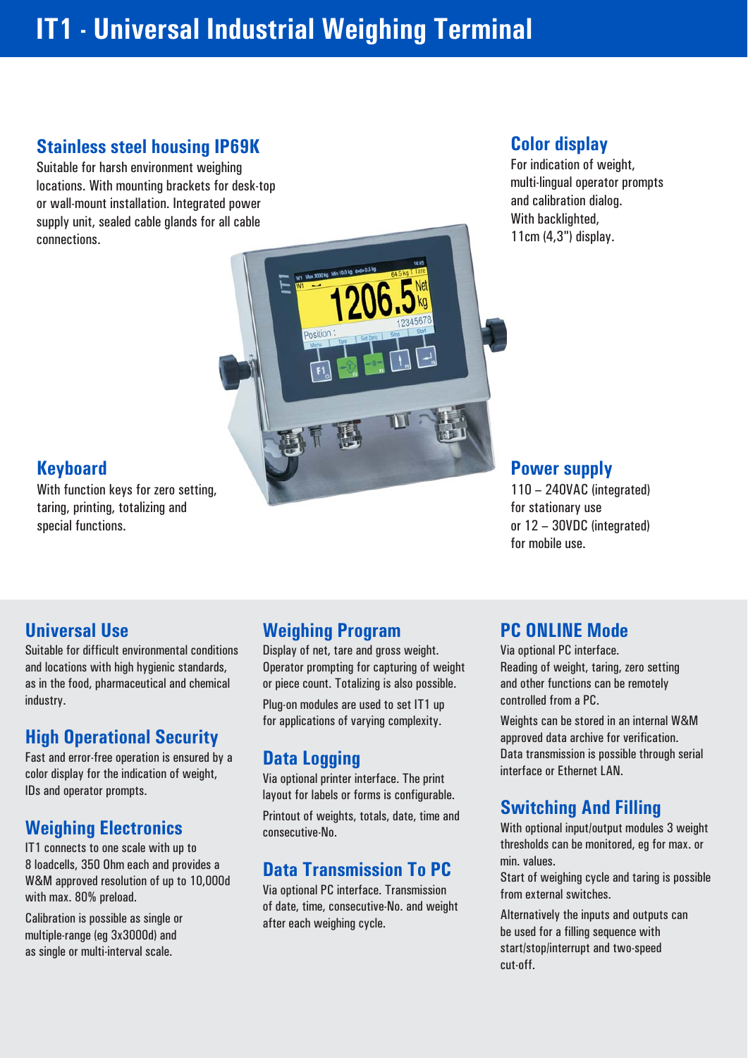# IT1 - Universal Industrial Weighing Terminal

## Stainless steel housing IP69K

Suitable for harsh environment weighing locations. With mounting brackets for desk-top or wall-mount installation. Integrated power supply unit, sealed cable glands for all cable connections.

## Color display

For indication of weight, multi-lingual operator prompts and calibration dialog. With backlighted, 11cm (4,3") display.

## Keyboard

With function keys for zero setting, taring, printing, totalizing and special functions.

## Power supply

110 – 240VAC (integrated) for stationary use or 12 – 30VDC (integrated) for mobile use.

## Universal Use

Suitable for difficult environmental conditions and locations with high hygienic standards, as in the food, pharmaceutical and chemical industry.

## High Operational Security

Fast and error-free operation is ensured by a color display for the indication of weight, IDs and operator prompts.

## Weighing Electronics

IT1 connects to one scale with up to 8 loadcells, 350 Ohm each and provides a W&M approved resolution of up to 10,000d with max. 80% preload.

Calibration is possible as single or multiple-range (eg 3x3000d) and as single or multi-interval scale.

## Weighing Program

Display of net, tare and gross weight. Operator prompting for capturing of weight or piece count. Totalizing is also possible.

Plug-on modules are used to set IT1 up for applications of varying complexity.

## Data Logging

Via optional printer interface. The print layout for labels or forms is configurable.

Printout of weights, totals, date, time and consecutive-No.

## Data Transmission To PC

Via optional PC interface. Transmission of date, time, consecutive-No. and weight after each weighing cycle.

## PC ONLINE Mode

Via optional PC interface. Reading of weight, taring, zero setting and other functions can be remotely controlled from a PC.

Weights can be stored in an internal W&M approved data archive for verification. Data transmission is possible through serial interface or Ethernet LAN.

## Switching And Filling

With optional input/output modules 3 weight thresholds can be monitored, eg for max. or min. values.
Start of weighing cycle and taring is possible from external switches.

Alternatively the inputs and outputs can be used for a filling sequence with start/stop/interrupt and two-speed cut-off.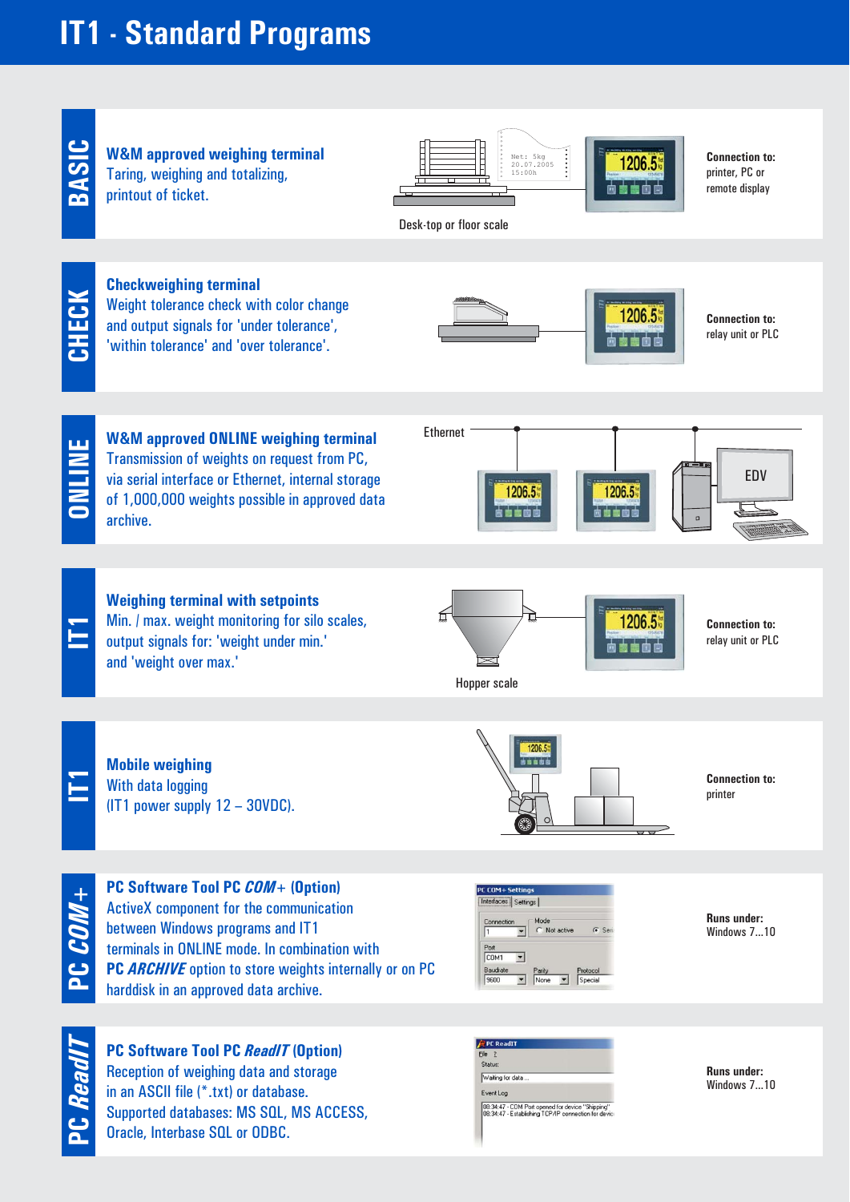# IT1 - Standard Programs

## BASIC

**W&M approved weighing terminal**
Taring, weighing and totalizing, printout of ticket.

Desk-top or floor scale

**Connection to:**
printer, PC or remote display

## CHECK

**Checkweighing terminal**
Weight tolerance check with color change and output signals for 'under tolerance', 'within tolerance' and 'over tolerance'.

**Connection to:**
relay unit or PLC

## ONLINE

**W&M approved ONLINE weighing terminal**
Transmission of weights on request from PC, via serial interface or Ethernet, internal storage of 1,000,000 weights possible in approved data archive.

Ethernet

EDV

## IT1

**Weighing terminal with setpoints**
Min. / max. weight monitoring for silo scales, output signals for: 'weight under min.' and 'weight over max.'

Hopper scale

**Connection to:**
relay unit or PLC

## IT1

**Mobile weighing**
With data logging
(IT1 power supply 12 – 30VDC).

**Connection to:**
printer

## PC *COM+*

**PC Software Tool PC *COM+* (Option)**
ActiveX component for the communication between Windows programs and IT1 terminals in ONLINE mode. In combination with PC ***ARCHIVE*** option to store weights internally or on PC harddisk in an approved data archive.

**Runs under:**
Windows 7...10

## PC *ReadIT*

**PC Software Tool PC *ReadIT* (Option)**
Reception of weighing data and storage in an ASCII file (*.txt) or database.
Supported databases: MS SQL, MS ACCESS, Oracle, Interbase SQL or ODBC.

**Runs under:**
Windows 7...10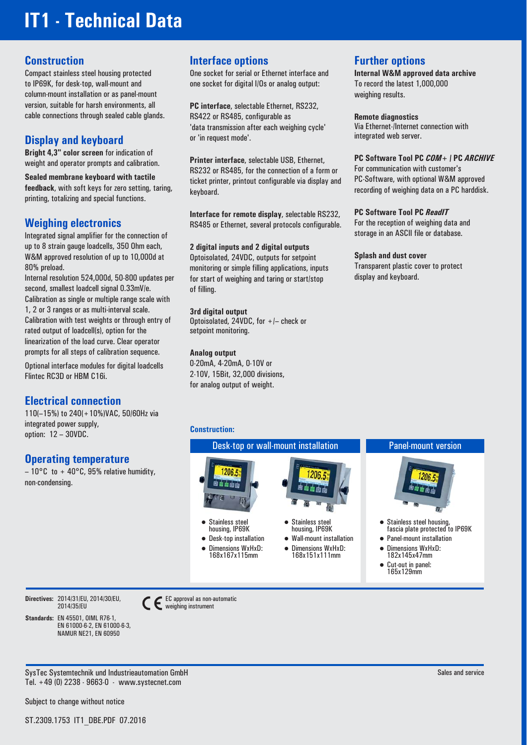# IT1 - Technical Data

## Construction

Compact stainless steel housing protected to IP69K, for desk-top, wall-mount and column-mount installation or as panel-mount version, suitable for harsh environments, all cable connections through sealed cable glands.

## Display and keyboard

**Bright 4,3" color screen** for indication of weight and operator prompts and calibration.

**Sealed membrane keyboard with tactile feedback**, with soft keys for zero setting, taring, printing, totalizing and special functions.

## Weighing electronics

Integrated signal amplifier for the connection of up to 8 strain gauge loadcells, 350 Ohm each, W&M approved resolution of up to 10,000d at 80% preload.

Internal resolution 524,000d, 50-800 updates per second, smallest loadcell signal 0.33mV/e.

Calibration as single or multiple range scale with 1, 2 or 3 ranges or as multi-interval scale.

Calibration with test weights or through entry of rated output of loadcell(s), option for the linearization of the load curve. Clear operator prompts for all steps of calibration sequence.

Optional interface modules for digital loadcells Flintec RC3D or HBM C16i.

## Electrical connection

110(–15%) to 240(+10%)VAC, 50/60Hz via integrated power supply,
option: 12 – 30VDC.

## Operating temperature

– 10°C to + 40°C, 95% relative humidity, non-condensing.

## Interface options

One socket for serial or Ethernet interface and one socket for digital I/Os or analog output:

**PC interface**, selectable Ethernet, RS232, RS422 or RS485, configurable as 'data transmission after each weighing cycle' or 'in request mode'.

**Printer interface**, selectable USB, Ethernet, RS232 or RS485, for the connection of a form or ticket printer, printout configurable via display and keyboard.

**Interface for remote display**, selectable RS232, RS485 or Ethernet, several protocols configurable.

**2 digital inputs and 2 digital outputs**
Optoisolated, 24VDC, outputs for setpoint monitoring or simple filling applications, inputs for start of weighing and taring or start/stop of filling.

**3rd digital output**
Optoisolated, 24VDC, for +/– check or setpoint monitoring.

**Analog output**
0-20mA, 4-20mA, 0-10V or 2-10V, 15Bit, 32,000 divisions, for analog output of weight.

## Further options

**Internal W&M approved data archive**
To record the latest 1,000,000 weighing results.

**Remote diagnostics**
Via Ethernet-/Internet connection with integrated web server.

**PC Software Tool PC *COM+* / PC *ARCHIVE***
For communication with customer's PC-Software, with optional W&M approved recording of weighing data on a PC harddisk.

**PC Software Tool PC *ReadIT***
For the reception of weighing data and storage in an ASCII file or database.

**Splash and dust cover**
Transparent plastic cover to protect display and keyboard.

### Construction:

**Desk-top or wall-mount installation**

- Stainless steel housing, IP69K
- Desk-top installation
- Dimensions WxHxD: 168x167x115mm

- Stainless steel housing, IP69K
- Wall-mount installation
- Dimensions WxHxD: 168x151x111mm

**Panel-mount version**

- Stainless steel housing, fascia plate protected to IP69K
- Panel-mount installation
- Dimensions WxHxD: 182x145x47mm
- Cut-out in panel: 165x129mm

**Directives:** 2014/31/EU, 2014/30/EU, 2014/35/EU

CE EC approval as non-automatic weighing instrument

**Standards:** EN 45501, OIML R76-1, EN 61000-6-2, EN 61000-6-3, NAMUR NE21, EN 60950

SysTec Systemtechnik und Industrieautomation GmbH
Tel. +49 (0) 2238 - 9663-0 - www.systecnet.com

Sales and service

Subject to change without notice

ST.2309.1753 IT1_DBE.PDF 07.2016